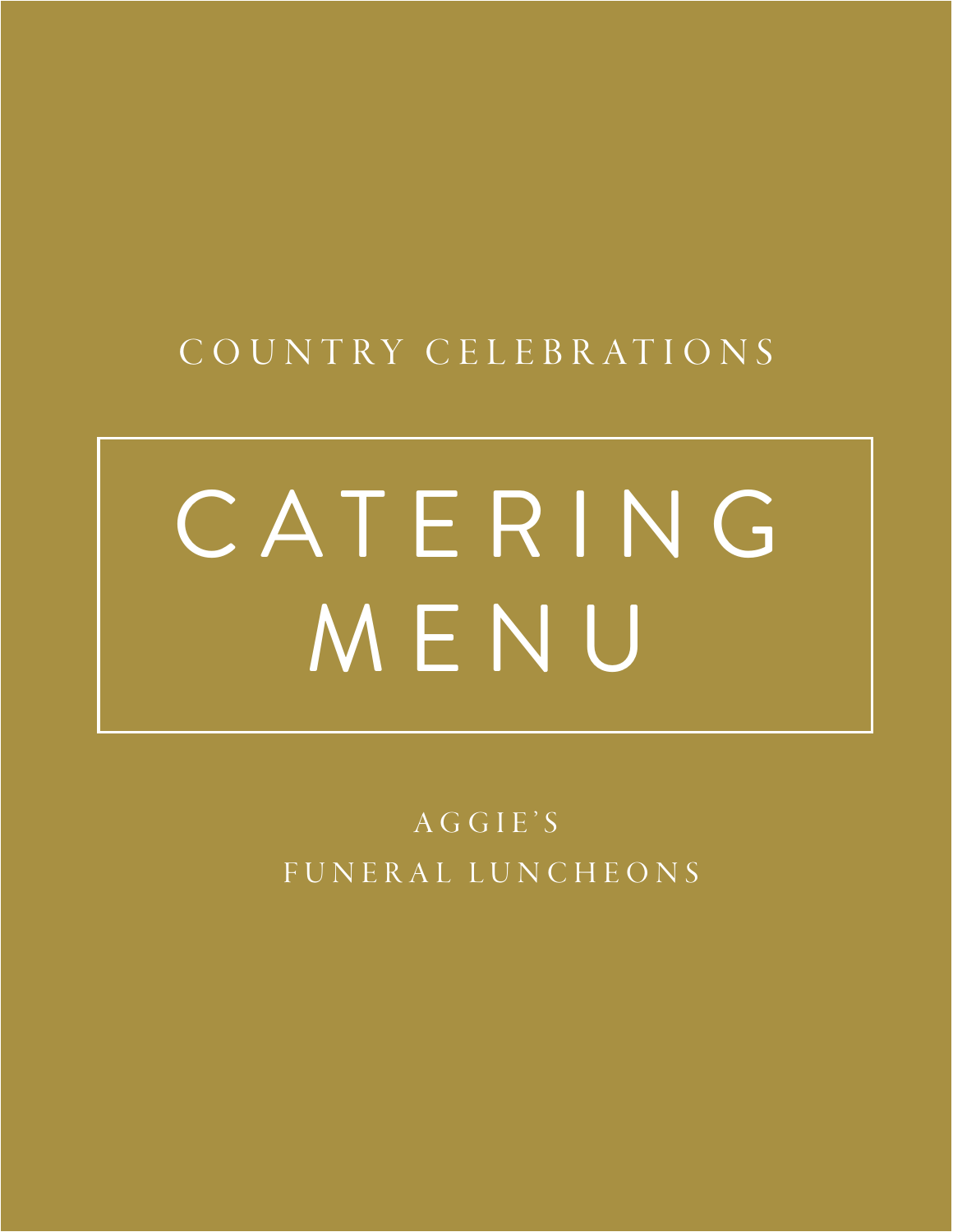COUNTRY CELEBRATIONS

# CATERING MENU

AGGIE'S

FUNERAL LUNCHEONS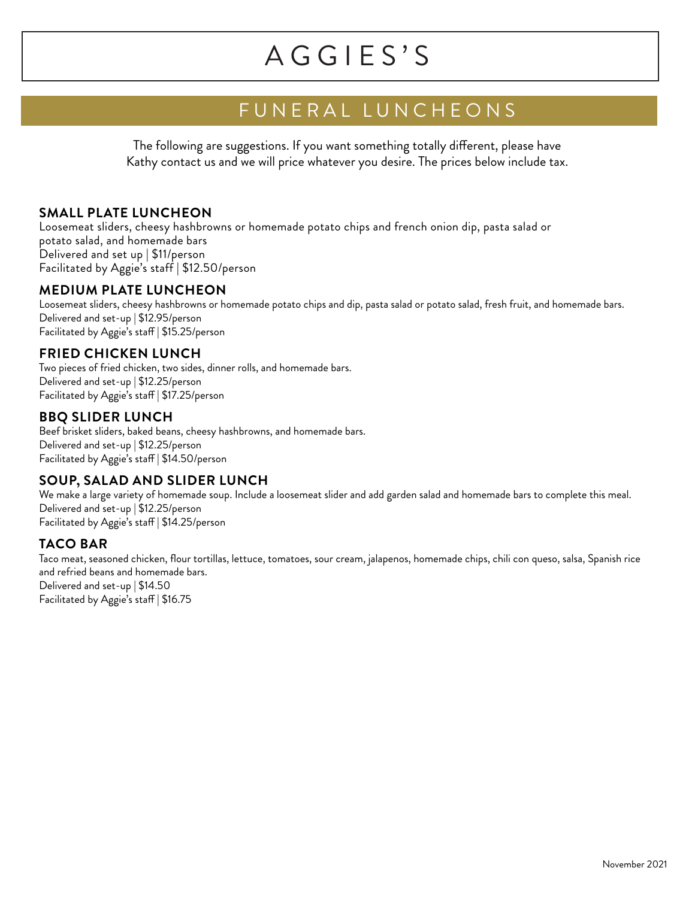# AGGIES'S

## FUNERAL LUNCHEONS

The following are suggestions. If you want something totally different, please have Kathy contact us and we will price whatever you desire. The prices below include tax.

### SMALL PLATE LUNCHEON

Loosemeat sliders, cheesy hashbrowns or homemade potato chips and french onion dip, pasta salad or potato salad, and homemade bars
Delivered and set up | $11/person
Facilitated by Aggie's staff | $12.50/person

### MEDIUM PLATE LUNCHEON

Loosemeat sliders, cheesy hashbrowns or homemade potato chips and dip, pasta salad or potato salad, fresh fruit, and homemade bars.
Delivered and set-up | $12.95/person
Facilitated by Aggie's staff | $15.25/person

### FRIED CHICKEN LUNCH

Two pieces of fried chicken, two sides, dinner rolls, and homemade bars.
Delivered and set-up | $12.25/person
Facilitated by Aggie's staff | $17.25/person

### BBQ SLIDER LUNCH

Beef brisket sliders, baked beans, cheesy hashbrowns, and homemade bars.
Delivered and set-up | $12.25/person
Facilitated by Aggie's staff | $14.50/person

### SOUP, SALAD AND SLIDER LUNCH

We make a large variety of homemade soup. Include a loosemeat slider and add garden salad and homemade bars to complete this meal.
Delivered and set-up | $12.25/person
Facilitated by Aggie's staff | $14.25/person

### TACO BAR

Taco meat, seasoned chicken, flour tortillas, lettuce, tomatoes, sour cream, jalapenos, homemade chips, chili con queso, salsa, Spanish rice and refried beans and homemade bars.
Delivered and set-up | $14.50
Facilitated by Aggie's staff | $16.75

November 2021